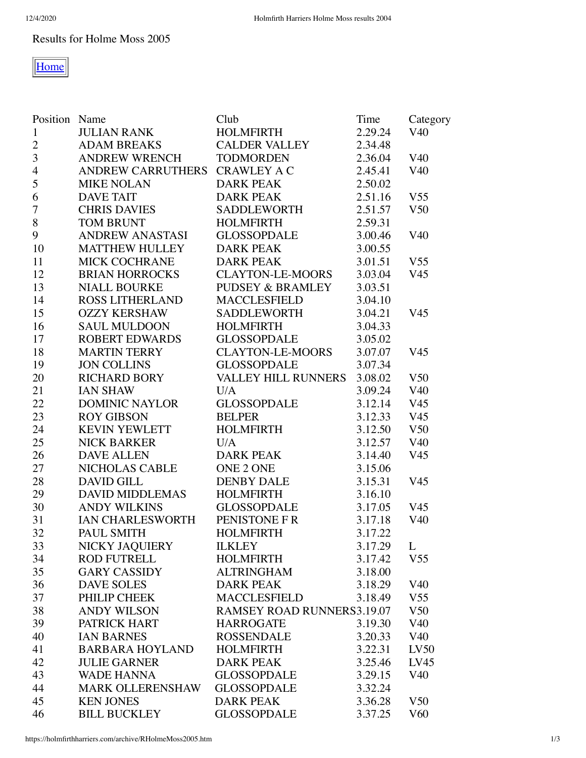Results for Holme Moss 2005

[Home]

| Position | Name | Club | Time | Category |
|---|---|---|---|---|
| 1 | JULIAN RANK | HOLMFIRTH | 2.29.24 | V40 |
| 2 | ADAM BREAKS | CALDER VALLEY | 2.34.48 | |
| 3 | ANDREW WRENCH | TODMORDEN | 2.36.04 | V40 |
| 4 | ANDREW CARRUTHERS | CRAWLEY A C | 2.45.41 | V40 |
| 5 | MIKE NOLAN | DARK PEAK | 2.50.02 | |
| 6 | DAVE TAIT | DARK PEAK | 2.51.16 | V55 |
| 7 | CHRIS DAVIES | SADDLEWORTH | 2.51.57 | V50 |
| 8 | TOM BRUNT | HOLMFIRTH | 2.59.31 | |
| 9 | ANDREW ANASTASI | GLOSSOPDALE | 3.00.46 | V40 |
| 10 | MATTHEW HULLEY | DARK PEAK | 3.00.55 | |
| 11 | MICK COCHRANE | DARK PEAK | 3.01.51 | V55 |
| 12 | BRIAN HORROCKS | CLAYTON-LE-MOORS | 3.03.04 | V45 |
| 13 | NIALL BOURKE | PUDSEY & BRAMLEY | 3.03.51 | |
| 14 | ROSS LITHERLAND | MACCLESFIELD | 3.04.10 | |
| 15 | OZZY KERSHAW | SADDLEWORTH | 3.04.21 | V45 |
| 16 | SAUL MULDOON | HOLMFIRTH | 3.04.33 | |
| 17 | ROBERT EDWARDS | GLOSSOPDALE | 3.05.02 | |
| 18 | MARTIN TERRY | CLAYTON-LE-MOORS | 3.07.07 | V45 |
| 19 | JON COLLINS | GLOSSOPDALE | 3.07.34 | |
| 20 | RICHARD BORY | VALLEY HILL RUNNERS | 3.08.02 | V50 |
| 21 | IAN SHAW | U/A | 3.09.24 | V40 |
| 22 | DOMINIC NAYLOR | GLOSSOPDALE | 3.12.14 | V45 |
| 23 | ROY GIBSON | BELPER | 3.12.33 | V45 |
| 24 | KEVIN YEWLETT | HOLMFIRTH | 3.12.50 | V50 |
| 25 | NICK BARKER | U/A | 3.12.57 | V40 |
| 26 | DAVE ALLEN | DARK PEAK | 3.14.40 | V45 |
| 27 | NICHOLAS CABLE | ONE 2 ONE | 3.15.06 | |
| 28 | DAVID GILL | DENBY DALE | 3.15.31 | V45 |
| 29 | DAVID MIDDLEMAS | HOLMFIRTH | 3.16.10 | |
| 30 | ANDY WILKINS | GLOSSOPDALE | 3.17.05 | V45 |
| 31 | IAN CHARLESWORTH | PENISTONE F R | 3.17.18 | V40 |
| 32 | PAUL SMITH | HOLMFIRTH | 3.17.22 | |
| 33 | NICKY JAQUIERY | ILKLEY | 3.17.29 | L |
| 34 | ROD FUTRELL | HOLMFIRTH | 3.17.42 | V55 |
| 35 | GARY CASSIDY | ALTRINGHAM | 3.18.00 | |
| 36 | DAVE SOLES | DARK PEAK | 3.18.29 | V40 |
| 37 | PHILIP CHEEK | MACCLESFIELD | 3.18.49 | V55 |
| 38 | ANDY WILSON | RAMSEY ROAD RUNNERS | 3.19.07 | V50 |
| 39 | PATRICK HART | HARROGATE | 3.19.30 | V40 |
| 40 | IAN BARNES | ROSSENDALE | 3.20.33 | V40 |
| 41 | BARBARA HOYLAND | HOLMFIRTH | 3.22.31 | LV50 |
| 42 | JULIE GARNER | DARK PEAK | 3.25.46 | LV45 |
| 43 | WADE HANNA | GLOSSOPDALE | 3.29.15 | V40 |
| 44 | MARK OLLERENSHAW | GLOSSOPDALE | 3.32.24 | |
| 45 | KEN JONES | DARK PEAK | 3.36.28 | V50 |
| 46 | BILL BUCKLEY | GLOSSOPDALE | 3.37.25 | V60 |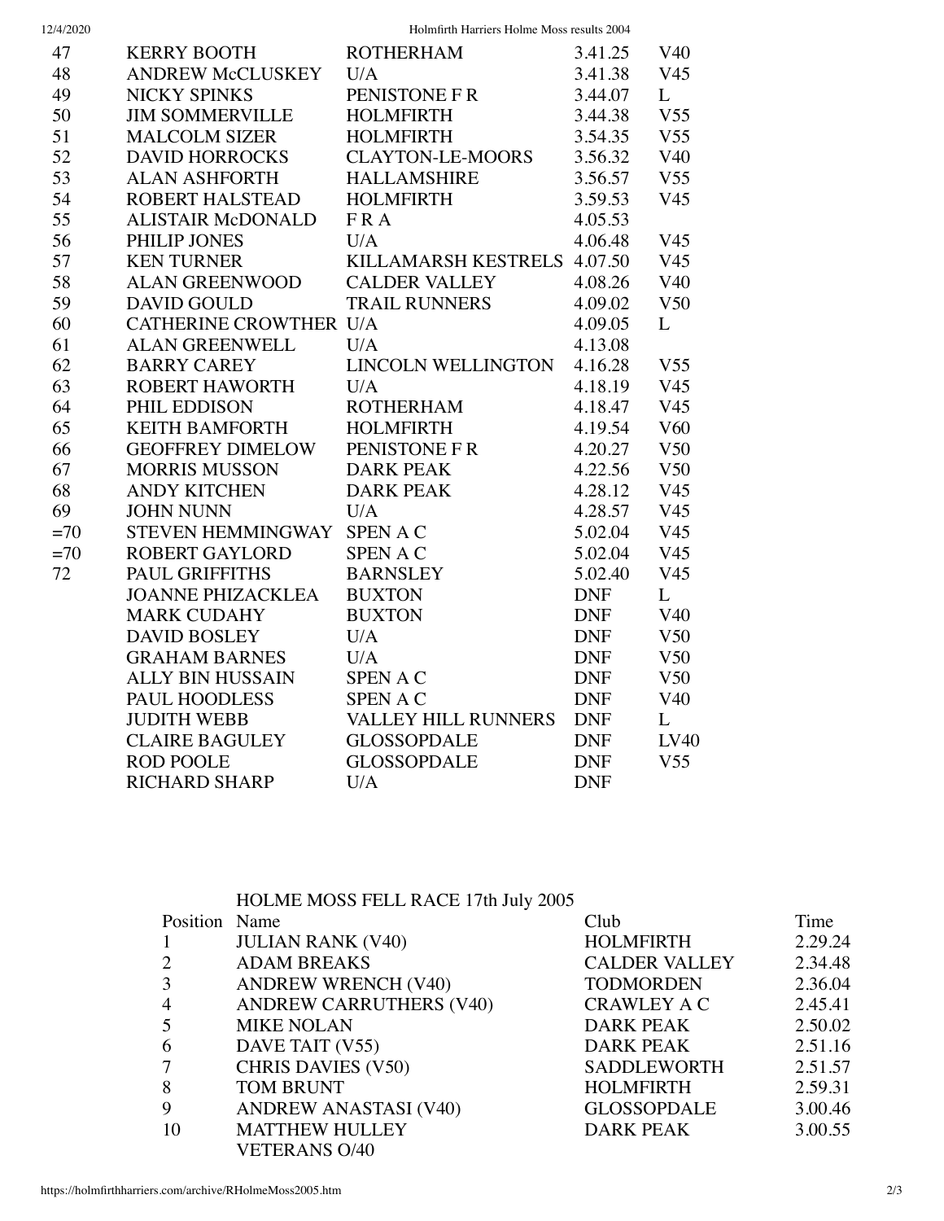| | | | | |
|---|---|---|---|---|
| 47 | KERRY BOOTH | ROTHERHAM | 3.41.25 | V40 |
| 48 | ANDREW McCLUSKEY | U/A | 3.41.38 | V45 |
| 49 | NICKY SPINKS | PENISTONE F R | 3.44.07 | L |
| 50 | JIM SOMMERVILLE | HOLMFIRTH | 3.44.38 | V55 |
| 51 | MALCOLM SIZER | HOLMFIRTH | 3.54.35 | V55 |
| 52 | DAVID HORROCKS | CLAYTON-LE-MOORS | 3.56.32 | V40 |
| 53 | ALAN ASHFORTH | HALLAMSHIRE | 3.56.57 | V55 |
| 54 | ROBERT HALSTEAD | HOLMFIRTH | 3.59.53 | V45 |
| 55 | ALISTAIR McDONALD | F R A | 4.05.53 | |
| 56 | PHILIP JONES | U/A | 4.06.48 | V45 |
| 57 | KEN TURNER | KILLAMARSH KESTRELS | 4.07.50 | V45 |
| 58 | ALAN GREENWOOD | CALDER VALLEY | 4.08.26 | V40 |
| 59 | DAVID GOULD | TRAIL RUNNERS | 4.09.02 | V50 |
| 60 | CATHERINE CROWTHER | U/A | 4.09.05 | L |
| 61 | ALAN GREENWELL | U/A | 4.13.08 | |
| 62 | BARRY CAREY | LINCOLN WELLINGTON | 4.16.28 | V55 |
| 63 | ROBERT HAWORTH | U/A | 4.18.19 | V45 |
| 64 | PHIL EDDISON | ROTHERHAM | 4.18.47 | V45 |
| 65 | KEITH BAMFORTH | HOLMFIRTH | 4.19.54 | V60 |
| 66 | GEOFFREY DIMELOW | PENISTONE F R | 4.20.27 | V50 |
| 67 | MORRIS MUSSON | DARK PEAK | 4.22.56 | V50 |
| 68 | ANDY KITCHEN | DARK PEAK | 4.28.12 | V45 |
| 69 | JOHN NUNN | U/A | 4.28.57 | V45 |
| =70 | STEVEN HEMMINGWAY | SPEN A C | 5.02.04 | V45 |
| =70 | ROBERT GAYLORD | SPEN A C | 5.02.04 | V45 |
| 72 | PAUL GRIFFITHS | BARNSLEY | 5.02.40 | V45 |
| | JOANNE PHIZACKLEA | BUXTON | DNF | L |
| | MARK CUDAHY | BUXTON | DNF | V40 |
| | DAVID BOSLEY | U/A | DNF | V50 |
| | GRAHAM BARNES | U/A | DNF | V50 |
| | ALLY BIN HUSSAIN | SPEN A C | DNF | V50 |
| | PAUL HOODLESS | SPEN A C | DNF | V40 |
| | JUDITH WEBB | VALLEY HILL RUNNERS | DNF | L |
| | CLAIRE BAGULEY | GLOSSOPDALE | DNF | LV40 |
| | ROD POOLE | GLOSSOPDALE | DNF | V55 |
| | RICHARD SHARP | U/A | DNF | |

HOLME MOSS FELL RACE 17th July 2005

| Position | Name | Club | Time |
|---|---|---|---|
| 1 | JULIAN RANK (V40) | HOLMFIRTH | 2.29.24 |
| 2 | ADAM BREAKS | CALDER VALLEY | 2.34.48 |
| 3 | ANDREW WRENCH (V40) | TODMORDEN | 2.36.04 |
| 4 | ANDREW CARRUTHERS (V40) | CRAWLEY A C | 2.45.41 |
| 5 | MIKE NOLAN | DARK PEAK | 2.50.02 |
| 6 | DAVE TAIT (V55) | DARK PEAK | 2.51.16 |
| 7 | CHRIS DAVIES (V50) | SADDLEWORTH | 2.51.57 |
| 8 | TOM BRUNT | HOLMFIRTH | 2.59.31 |
| 9 | ANDREW ANASTASI (V40) | GLOSSOPDALE | 3.00.46 |
| 10 | MATTHEW HULLEY | DARK PEAK | 3.00.55 |
| | VETERANS O/40 | | |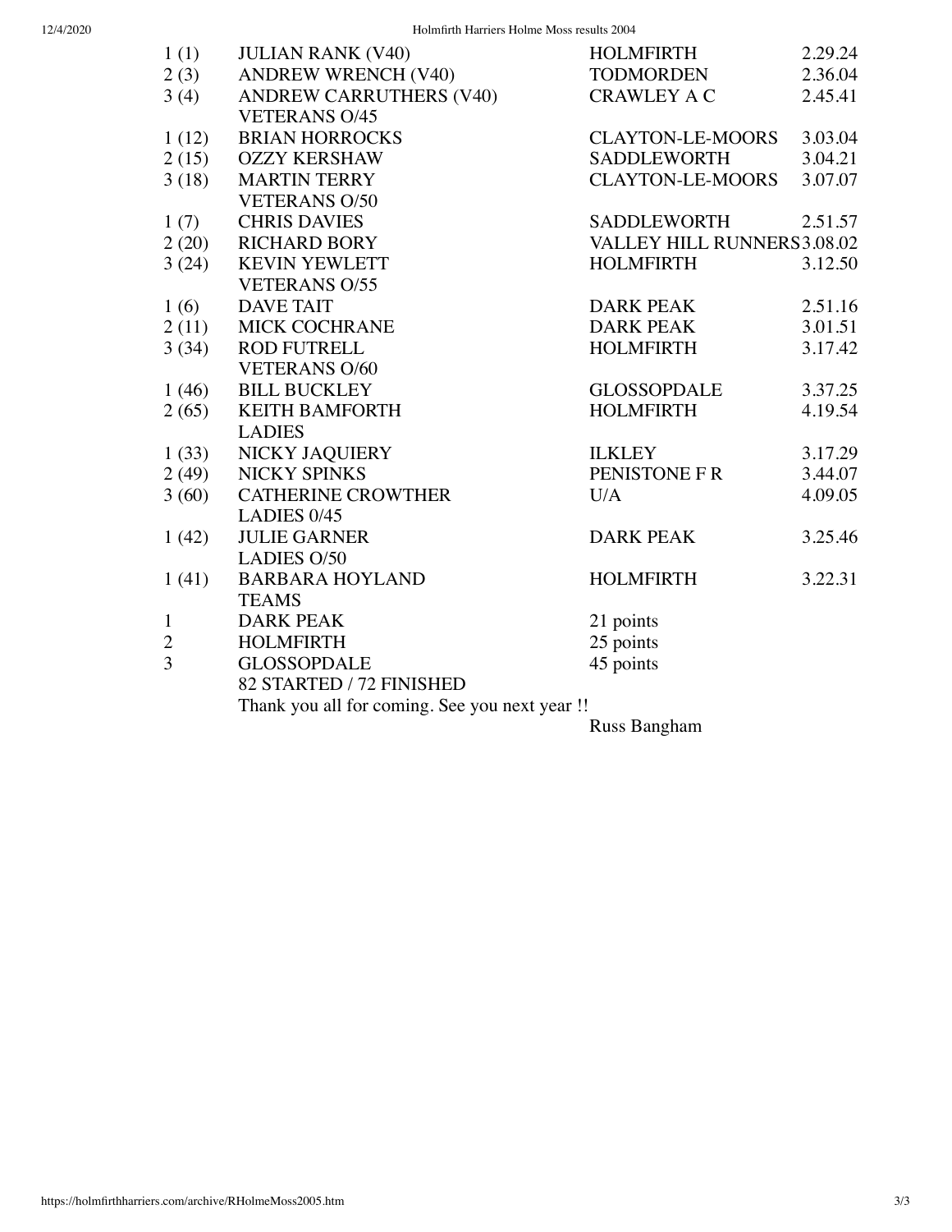| | | | |
|---|---|---|---|
| 1 (1) | JULIAN RANK (V40) | HOLMFIRTH | 2.29.24 |
| 2 (3) | ANDREW WRENCH (V40) | TODMORDEN | 2.36.04 |
| 3 (4) | ANDREW CARRUTHERS (V40) | CRAWLEY A C | 2.45.41 |
| | VETERANS O/45 | | |
| 1 (12) | BRIAN HORROCKS | CLAYTON-LE-MOORS | 3.03.04 |
| 2 (15) | OZZY KERSHAW | SADDLEWORTH | 3.04.21 |
| 3 (18) | MARTIN TERRY | CLAYTON-LE-MOORS | 3.07.07 |
| | VETERANS O/50 | | |
| 1 (7) | CHRIS DAVIES | SADDLEWORTH | 2.51.57 |
| 2 (20) | RICHARD BORY | VALLEY HILL RUNNERS | 3.08.02 |
| 3 (24) | KEVIN YEWLETT | HOLMFIRTH | 3.12.50 |
| | VETERANS O/55 | | |
| 1 (6) | DAVE TAIT | DARK PEAK | 2.51.16 |
| 2 (11) | MICK COCHRANE | DARK PEAK | 3.01.51 |
| 3 (34) | ROD FUTRELL | HOLMFIRTH | 3.17.42 |
| | VETERANS O/60 | | |
| 1 (46) | BILL BUCKLEY | GLOSSOPDALE | 3.37.25 |
| 2 (65) | KEITH BAMFORTH | HOLMFIRTH | 4.19.54 |
| | LADIES | | |
| 1 (33) | NICKY JAQUIERY | ILKLEY | 3.17.29 |
| 2 (49) | NICKY SPINKS | PENISTONE F R | 3.44.07 |
| 3 (60) | CATHERINE CROWTHER | U/A | 4.09.05 |
| | LADIES 0/45 | | |
| 1 (42) | JULIE GARNER | DARK PEAK | 3.25.46 |
| | LADIES O/50 | | |
| 1 (41) | BARBARA HOYLAND | HOLMFIRTH | 3.22.31 |
| | TEAMS | | |
| 1 | DARK PEAK | 21 points | |
| 2 | HOLMFIRTH | 25 points | |
| 3 | GLOSSOPDALE | 45 points | |

82 STARTED / 72 FINISHED

Thank you all for coming. See you next year !!

Russ Bangham